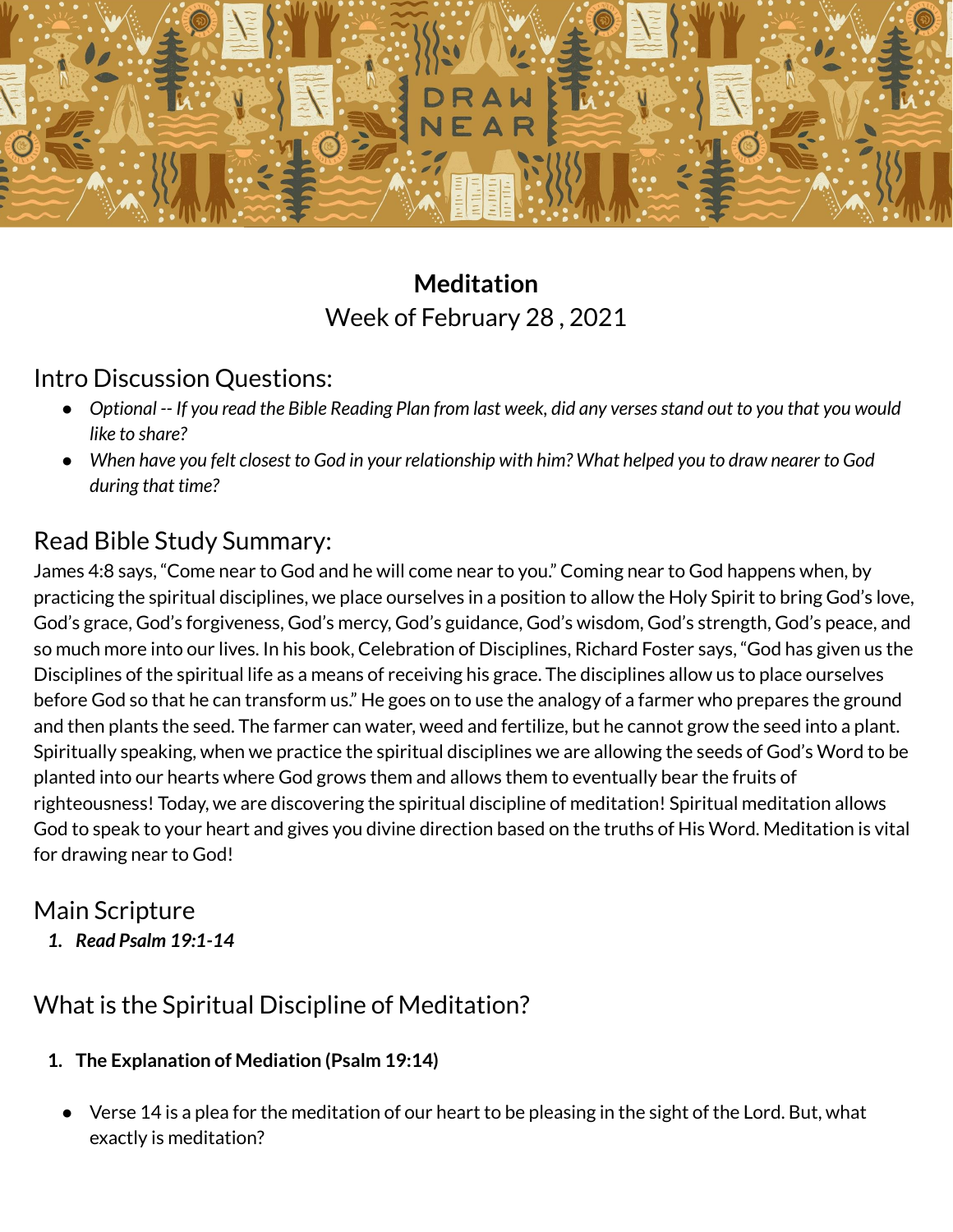**Meditation**

Week of February 28 , 2021

## Intro Discussion Questions:

- *Optional -- If you read the Bible Reading Plan from last week, did any verses stand out to you that you would like to share?*
- *When have you felt closest to God in your relationship with him? What helped you to draw nearer to God during that time?*

## Read Bible Study Summary:

James 4:8 says, "Come near to God and he will come near to you." Coming near to God happens when, by practicing the spiritual disciplines, we place ourselves in a position to allow the Holy Spirit to bring God's love, God's grace, God's forgiveness, God's mercy, God's guidance, God's wisdom, God's strength, God's peace, and so much more into our lives. In his book, Celebration of Disciplines, Richard Foster says, "God has given us the Disciplines of the spiritual life as a means of receiving his grace. The disciplines allow us to place ourselves before God so that he can transform us." He goes on to use the analogy of a farmer who prepares the ground and then plants the seed. The farmer can water, weed and fertilize, but he cannot grow the seed into a plant. Spiritually speaking, when we practice the spiritual disciplines we are allowing the seeds of God's Word to be planted into our hearts where God grows them and allows them to eventually bear the fruits of righteousness! Today, we are discovering the spiritual discipline of meditation! Spiritual meditation allows God to speak to your heart and gives you divine direction based on the truths of His Word. Meditation is vital for drawing near to God!

## Main Scripture

1. ***Read Psalm 19:1-14***

## What is the Spiritual Discipline of Meditation?

1. **The Explanation of Mediation (Psalm 19:14)**

- Verse 14 is a plea for the meditation of our heart to be pleasing in the sight of the Lord. But, what exactly is meditation?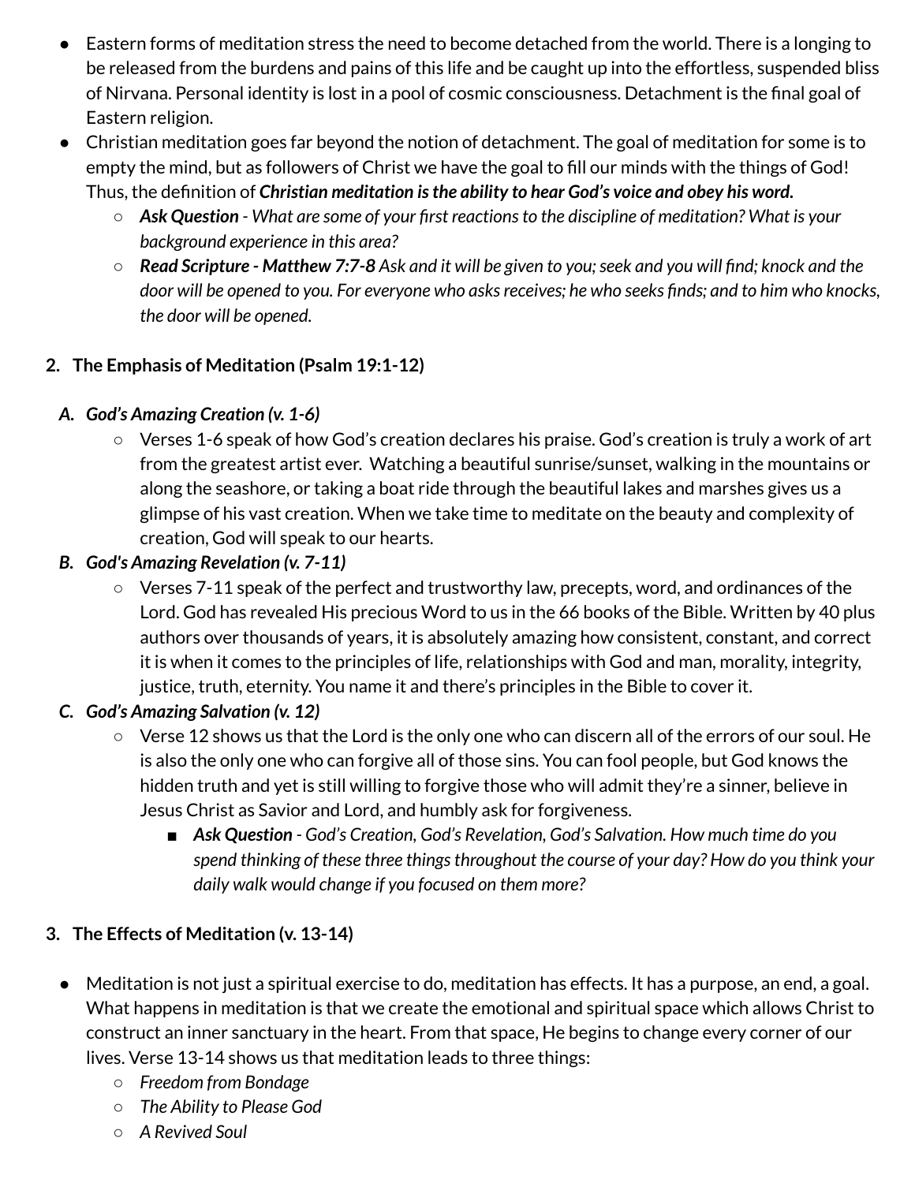- Eastern forms of meditation stress the need to become detached from the world. There is a longing to be released from the burdens and pains of this life and be caught up into the effortless, suspended bliss of Nirvana. Personal identity is lost in a pool of cosmic consciousness. Detachment is the final goal of Eastern religion.
- Christian meditation goes far beyond the notion of detachment. The goal of meditation for some is to empty the mind, but as followers of Christ we have the goal to fill our minds with the things of God! Thus, the definition of ***Christian meditation is the ability to hear God's voice and obey his word.***
    - ***Ask Question*** *- What are some of your first reactions to the discipline of meditation? What is your background experience in this area?*
    - ***Read Scripture - Matthew 7:7-8*** *Ask and it will be given to you; seek and you will find; knock and the door will be opened to you. For everyone who asks receives; he who seeks finds; and to him who knocks, the door will be opened.*

## 2. The Emphasis of Meditation (Psalm 19:1-12)

### *A. God's Amazing Creation (v. 1-6)*

- Verses 1-6 speak of how God's creation declares his praise. God's creation is truly a work of art from the greatest artist ever. Watching a beautiful sunrise/sunset, walking in the mountains or along the seashore, or taking a boat ride through the beautiful lakes and marshes gives us a glimpse of his vast creation. When we take time to meditate on the beauty and complexity of creation, God will speak to our hearts.

### *B. God's Amazing Revelation (v. 7-11)*

- Verses 7-11 speak of the perfect and trustworthy law, precepts, word, and ordinances of the Lord. God has revealed His precious Word to us in the 66 books of the Bible. Written by 40 plus authors over thousands of years, it is absolutely amazing how consistent, constant, and correct it is when it comes to the principles of life, relationships with God and man, morality, integrity, justice, truth, eternity. You name it and there's principles in the Bible to cover it.

### *C. God's Amazing Salvation (v. 12)*

- Verse 12 shows us that the Lord is the only one who can discern all of the errors of our soul. He is also the only one who can forgive all of those sins. You can fool people, but God knows the hidden truth and yet is still willing to forgive those who will admit they're a sinner, believe in Jesus Christ as Savior and Lord, and humbly ask for forgiveness.
    - ***Ask Question*** *- God's Creation, God's Revelation, God's Salvation. How much time do you spend thinking of these three things throughout the course of your day? How do you think your daily walk would change if you focused on them more?*

## 3. The Effects of Meditation (v. 13-14)

- Meditation is not just a spiritual exercise to do, meditation has effects. It has a purpose, an end, a goal. What happens in meditation is that we create the emotional and spiritual space which allows Christ to construct an inner sanctuary in the heart. From that space, He begins to change every corner of our lives. Verse 13-14 shows us that meditation leads to three things:
    - *Freedom from Bondage*
    - *The Ability to Please God*
    - *A Revived Soul*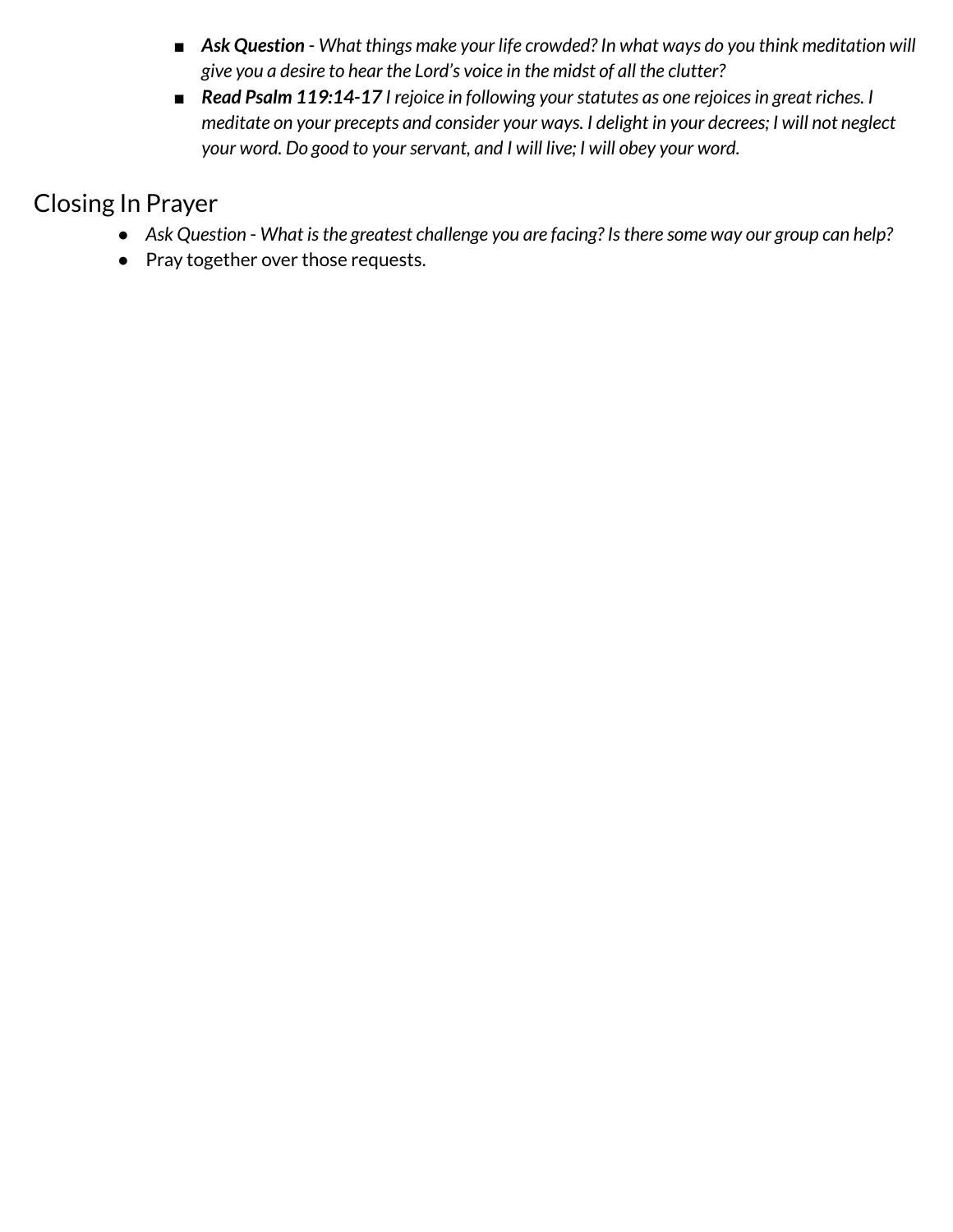- ***Ask Question*** *- What things make your life crowded? In what ways do you think meditation will give you a desire to hear the Lord's voice in the midst of all the clutter?*
  - ***Read Psalm 119:14-17*** *I rejoice in following your statutes as one rejoices in great riches. I meditate on your precepts and consider your ways. I delight in your decrees; I will not neglect your word. Do good to your servant, and I will live; I will obey your word.*

## Closing In Prayer

- *Ask Question - What is the greatest challenge you are facing? Is there some way our group can help?*
- Pray together over those requests.